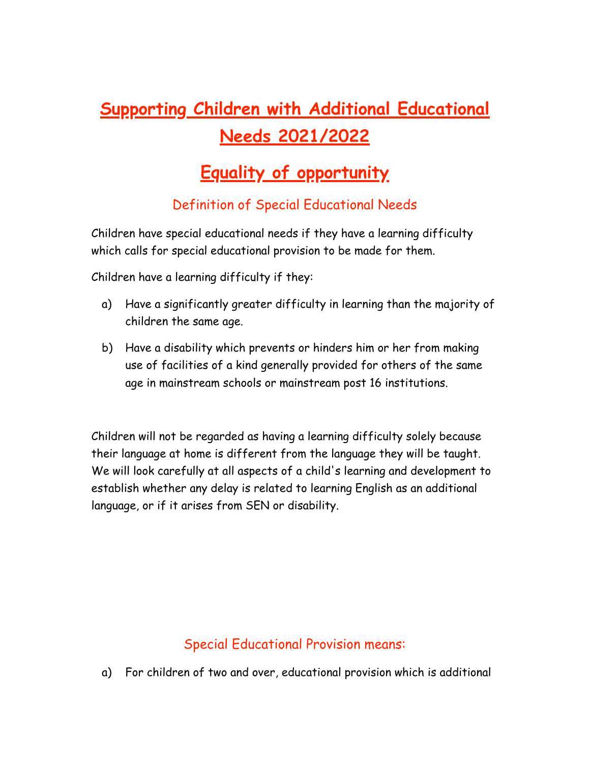# Supporting Children with Additional Educational Needs 2021/2022

# Equality of opportunity

## Definition of Special Educational Needs

Children have special educational needs if they have a learning difficulty which calls for special educational provision to be made for them.

Children have a learning difficulty if they:

a) Have a significantly greater difficulty in learning than the majority of children the same age.

b) Have a disability which prevents or hinders him or her from making use of facilities of a kind generally provided for others of the same age in mainstream schools or mainstream post 16 institutions.

Children will not be regarded as having a learning difficulty solely because their language at home is different from the language they will be taught. We will look carefully at all aspects of a child's learning and development to establish whether any delay is related to learning English as an additional language, or if it arises from SEN or disability.

## Special Educational Provision means:

a) For children of two and over, educational provision which is additional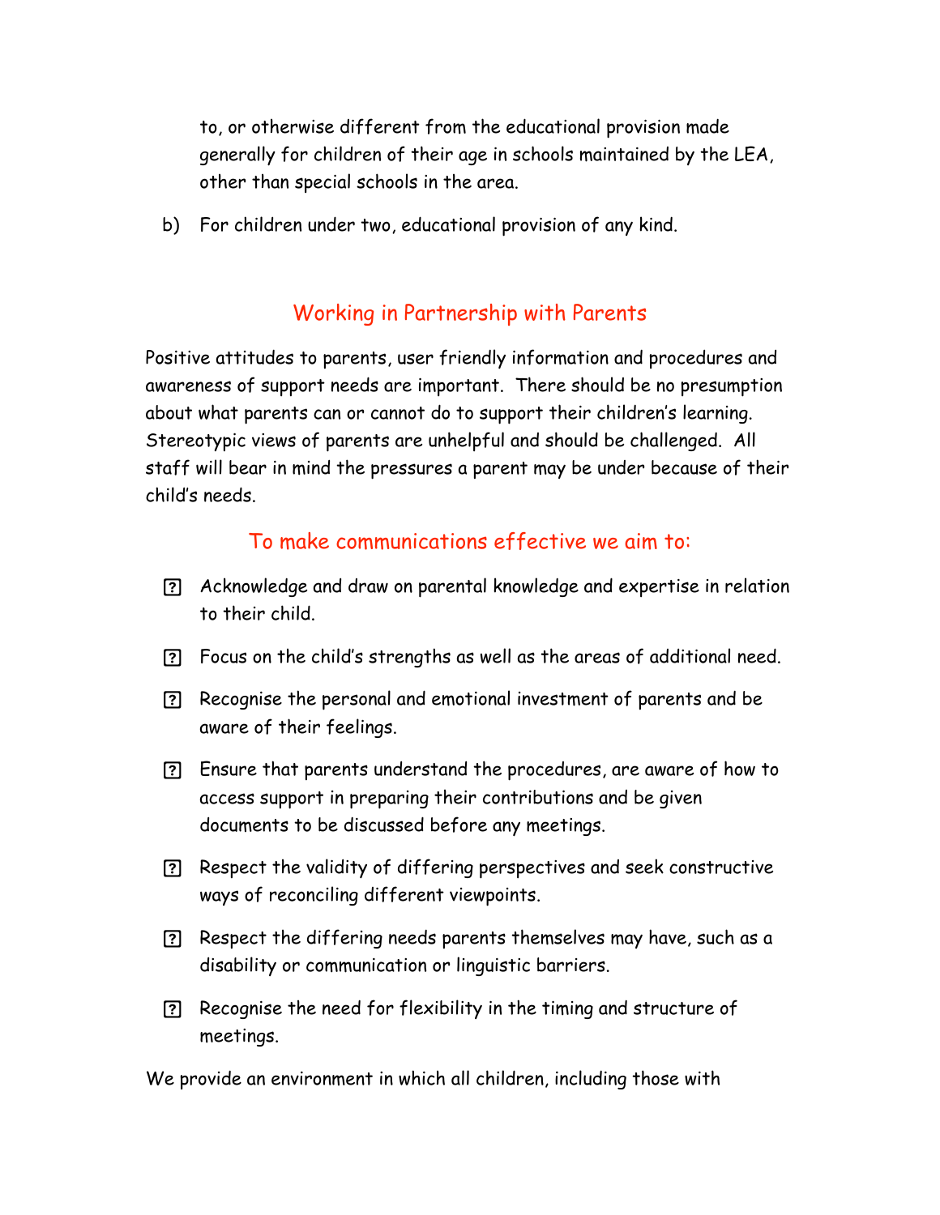to, or otherwise different from the educational provision made generally for children of their age in schools maintained by the LEA, other than special schools in the area.

b) For children under two, educational provision of any kind.

## Working in Partnership with Parents

Positive attitudes to parents, user friendly information and procedures and awareness of support needs are important. There should be no presumption about what parents can or cannot do to support their children's learning. Stereotypic views of parents are unhelpful and should be challenged. All staff will bear in mind the pressures a parent may be under because of their child's needs.

## To make communications effective we aim to:

- Acknowledge and draw on parental knowledge and expertise in relation to their child.
- Focus on the child's strengths as well as the areas of additional need.
- Recognise the personal and emotional investment of parents and be aware of their feelings.
- Ensure that parents understand the procedures, are aware of how to access support in preparing their contributions and be given documents to be discussed before any meetings.
- Respect the validity of differing perspectives and seek constructive ways of reconciling different viewpoints.
- Respect the differing needs parents themselves may have, such as a disability or communication or linguistic barriers.
- Recognise the need for flexibility in the timing and structure of meetings.

We provide an environment in which all children, including those with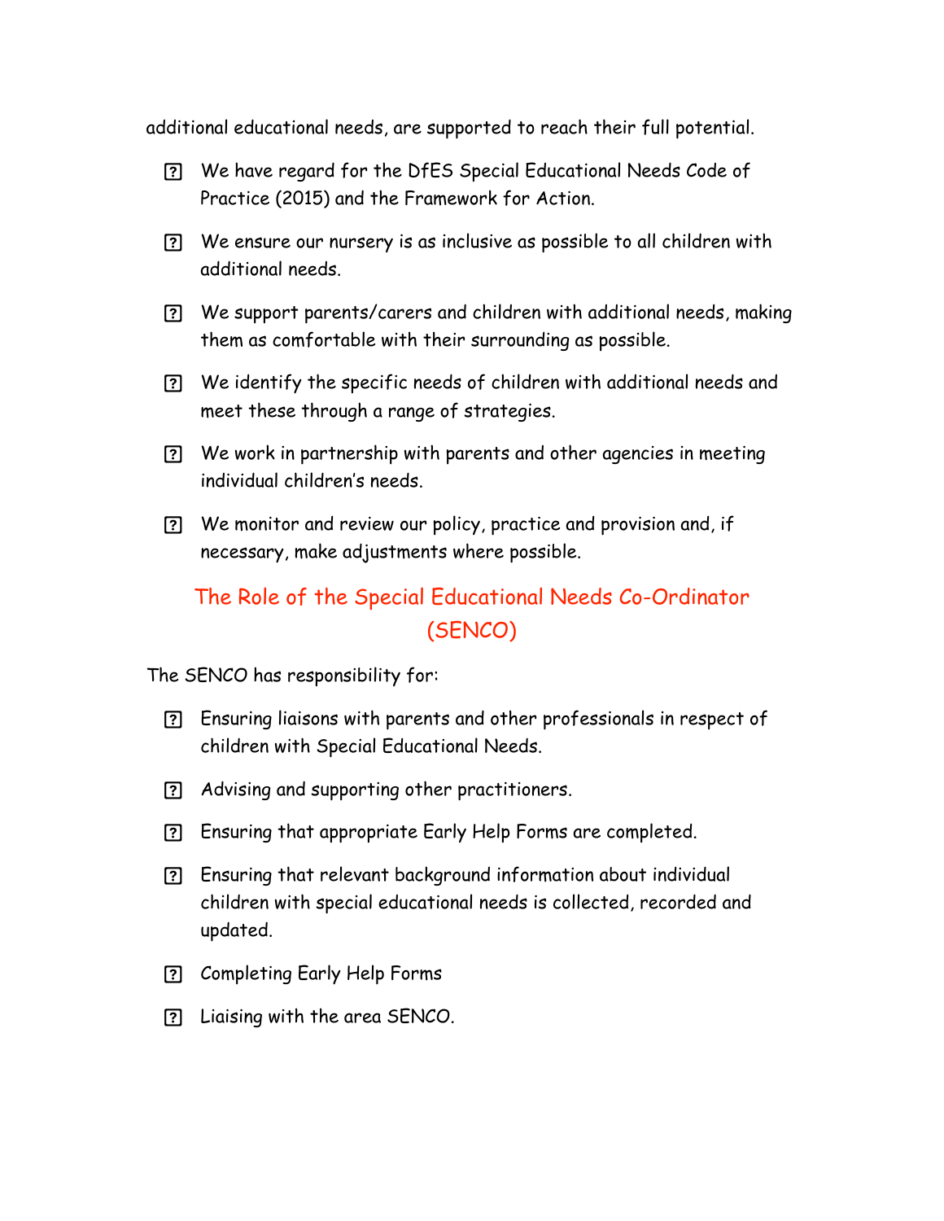additional educational needs, are supported to reach their full potential.

- We have regard for the DfES Special Educational Needs Code of Practice (2015) and the Framework for Action.
- We ensure our nursery is as inclusive as possible to all children with additional needs.
- We support parents/carers and children with additional needs, making them as comfortable with their surrounding as possible.
- We identify the specific needs of children with additional needs and meet these through a range of strategies.
- We work in partnership with parents and other agencies in meeting individual children's needs.
- We monitor and review our policy, practice and provision and, if necessary, make adjustments where possible.

## The Role of the Special Educational Needs Co-Ordinator (SENCO)

The SENCO has responsibility for:

- Ensuring liaisons with parents and other professionals in respect of children with Special Educational Needs.
- Advising and supporting other practitioners.
- Ensuring that appropriate Early Help Forms are completed.
- Ensuring that relevant background information about individual children with special educational needs is collected, recorded and updated.
- Completing Early Help Forms
- Liaising with the area SENCO.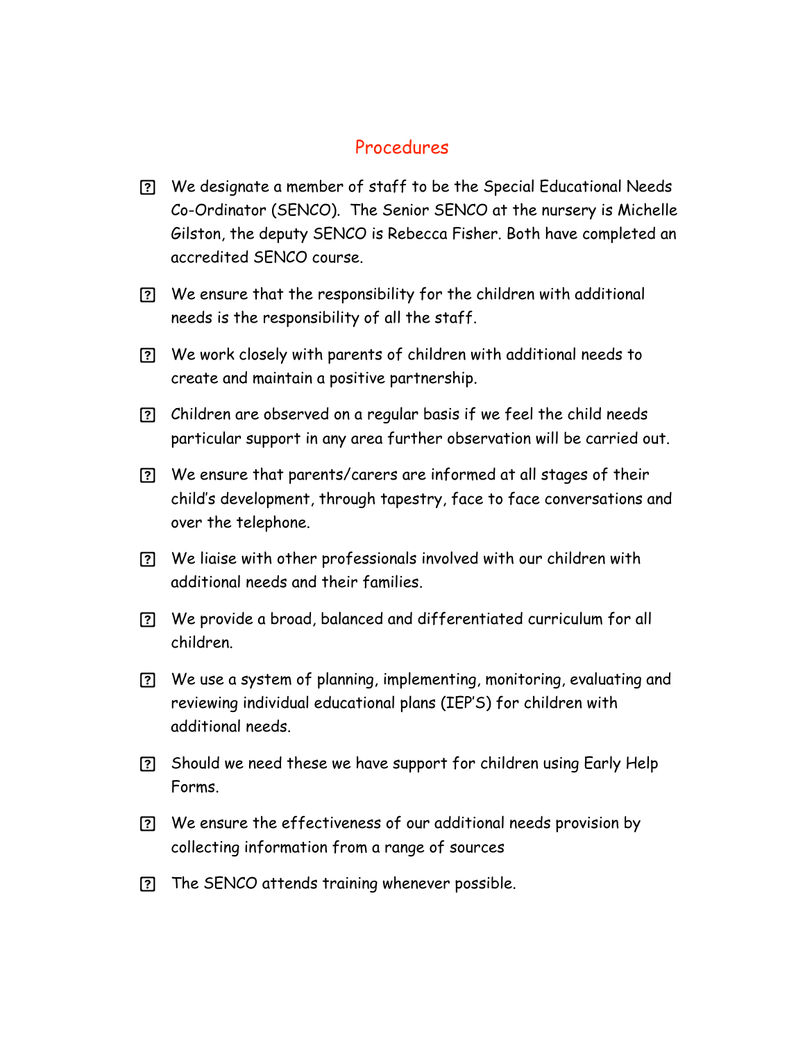## Procedures

- We designate a member of staff to be the Special Educational Needs Co-Ordinator (SENCO). The Senior SENCO at the nursery is Michelle Gilston, the deputy SENCO is Rebecca Fisher. Both have completed an accredited SENCO course.
- We ensure that the responsibility for the children with additional needs is the responsibility of all the staff.
- We work closely with parents of children with additional needs to create and maintain a positive partnership.
- Children are observed on a regular basis if we feel the child needs particular support in any area further observation will be carried out.
- We ensure that parents/carers are informed at all stages of their child's development, through tapestry, face to face conversations and over the telephone.
- We liaise with other professionals involved with our children with additional needs and their families.
- We provide a broad, balanced and differentiated curriculum for all children.
- We use a system of planning, implementing, monitoring, evaluating and reviewing individual educational plans (IEP'S) for children with additional needs.
- Should we need these we have support for children using Early Help Forms.
- We ensure the effectiveness of our additional needs provision by collecting information from a range of sources
- The SENCO attends training whenever possible.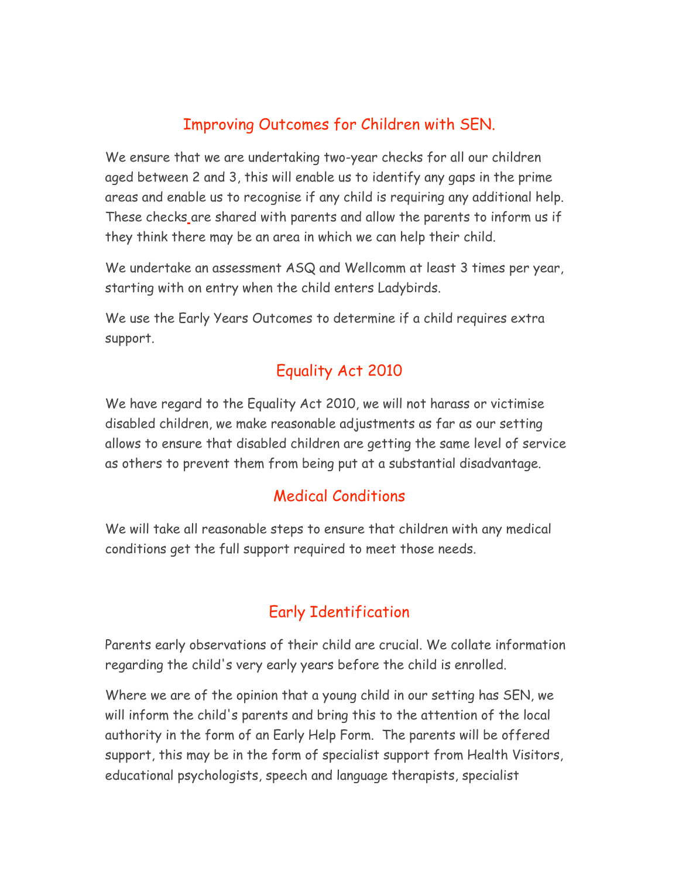## Improving Outcomes for Children with SEN.

We ensure that we are undertaking two-year checks for all our children aged between 2 and 3, this will enable us to identify any gaps in the prime areas and enable us to recognise if any child is requiring any additional help. These checks are shared with parents and allow the parents to inform us if they think there may be an area in which we can help their child.

We undertake an assessment ASQ and Wellcomm at least 3 times per year, starting with on entry when the child enters Ladybirds.

We use the Early Years Outcomes to determine if a child requires extra support.

## Equality Act 2010

We have regard to the Equality Act 2010, we will not harass or victimise disabled children, we make reasonable adjustments as far as our setting allows to ensure that disabled children are getting the same level of service as others to prevent them from being put at a substantial disadvantage.

## Medical Conditions

We will take all reasonable steps to ensure that children with any medical conditions get the full support required to meet those needs.

## Early Identification

Parents early observations of their child are crucial. We collate information regarding the child's very early years before the child is enrolled.

Where we are of the opinion that a young child in our setting has SEN, we will inform the child's parents and bring this to the attention of the local authority in the form of an Early Help Form. The parents will be offered support, this may be in the form of specialist support from Health Visitors, educational psychologists, speech and language therapists, specialist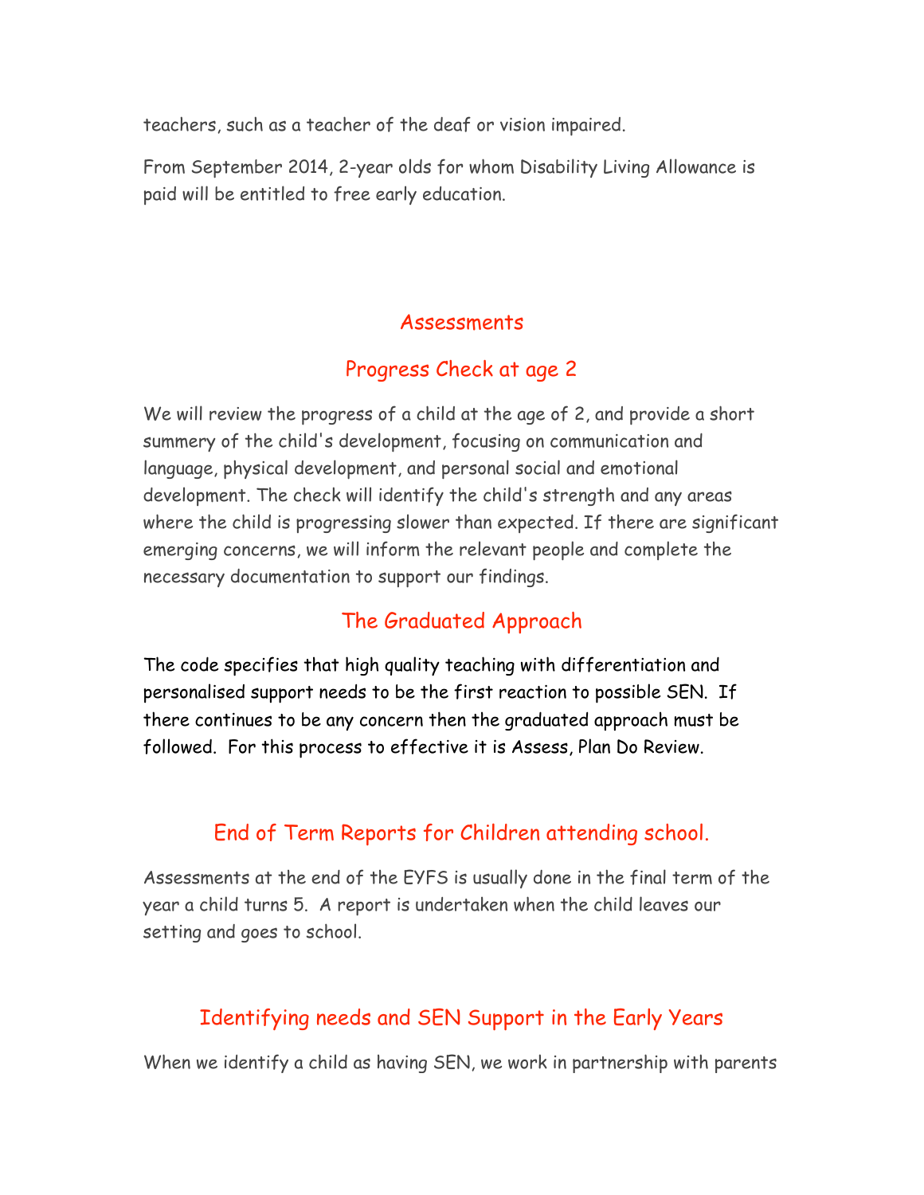teachers, such as a teacher of the deaf or vision impaired.

From September 2014, 2-year olds for whom Disability Living Allowance is paid will be entitled to free early education.

## Assessments

## Progress Check at age 2

We will review the progress of a child at the age of 2, and provide a short summery of the child's development, focusing on communication and language, physical development, and personal social and emotional development. The check will identify the child's strength and any areas where the child is progressing slower than expected. If there are significant emerging concerns, we will inform the relevant people and complete the necessary documentation to support our findings.

## The Graduated Approach

The code specifies that high quality teaching with differentiation and personalised support needs to be the first reaction to possible SEN. If there continues to be any concern then the graduated approach must be followed. For this process to effective it is Assess, Plan Do Review.

## End of Term Reports for Children attending school.

Assessments at the end of the EYFS is usually done in the final term of the year a child turns 5. A report is undertaken when the child leaves our setting and goes to school.

## Identifying needs and SEN Support in the Early Years

When we identify a child as having SEN, we work in partnership with parents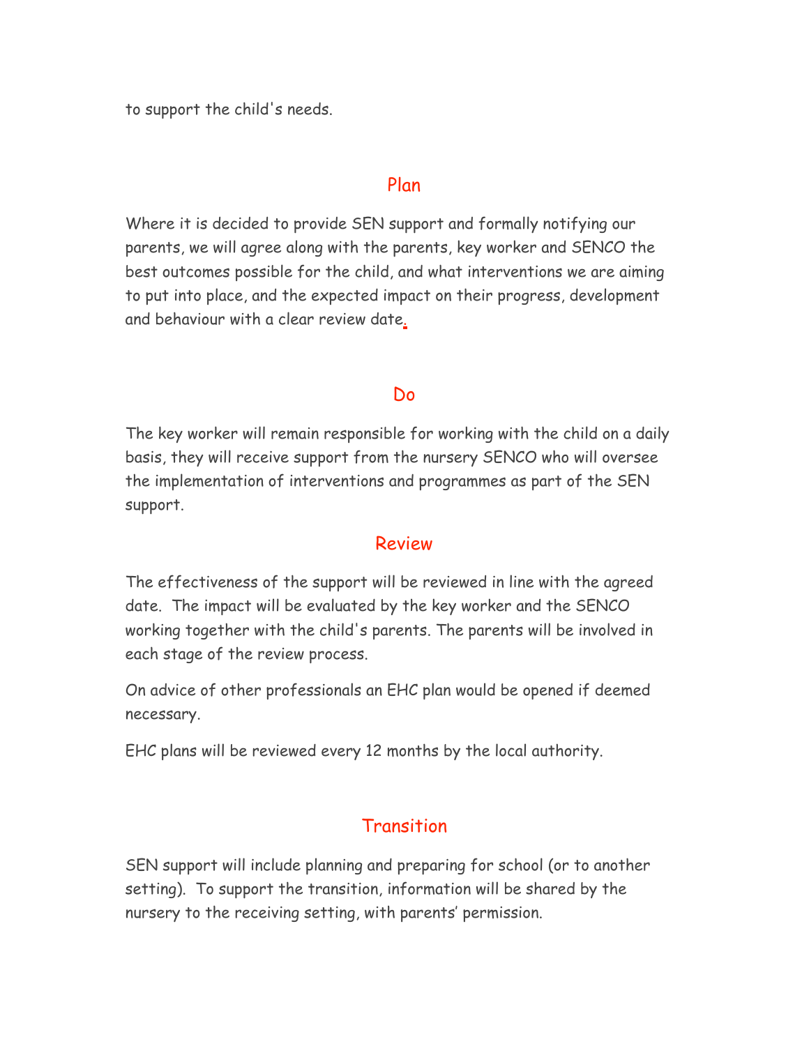to support the child's needs.

## Plan

Where it is decided to provide SEN support and formally notifying our parents, we will agree along with the parents, key worker and SENCO the best outcomes possible for the child, and what interventions we are aiming to put into place, and the expected impact on their progress, development and behaviour with a clear review date.

## Do

The key worker will remain responsible for working with the child on a daily basis, they will receive support from the nursery SENCO who will oversee the implementation of interventions and programmes as part of the SEN support.

## Review

The effectiveness of the support will be reviewed in line with the agreed date. The impact will be evaluated by the key worker and the SENCO working together with the child's parents. The parents will be involved in each stage of the review process.

On advice of other professionals an EHC plan would be opened if deemed necessary.

EHC plans will be reviewed every 12 months by the local authority.

## Transition

SEN support will include planning and preparing for school (or to another setting). To support the transition, information will be shared by the nursery to the receiving setting, with parents' permission.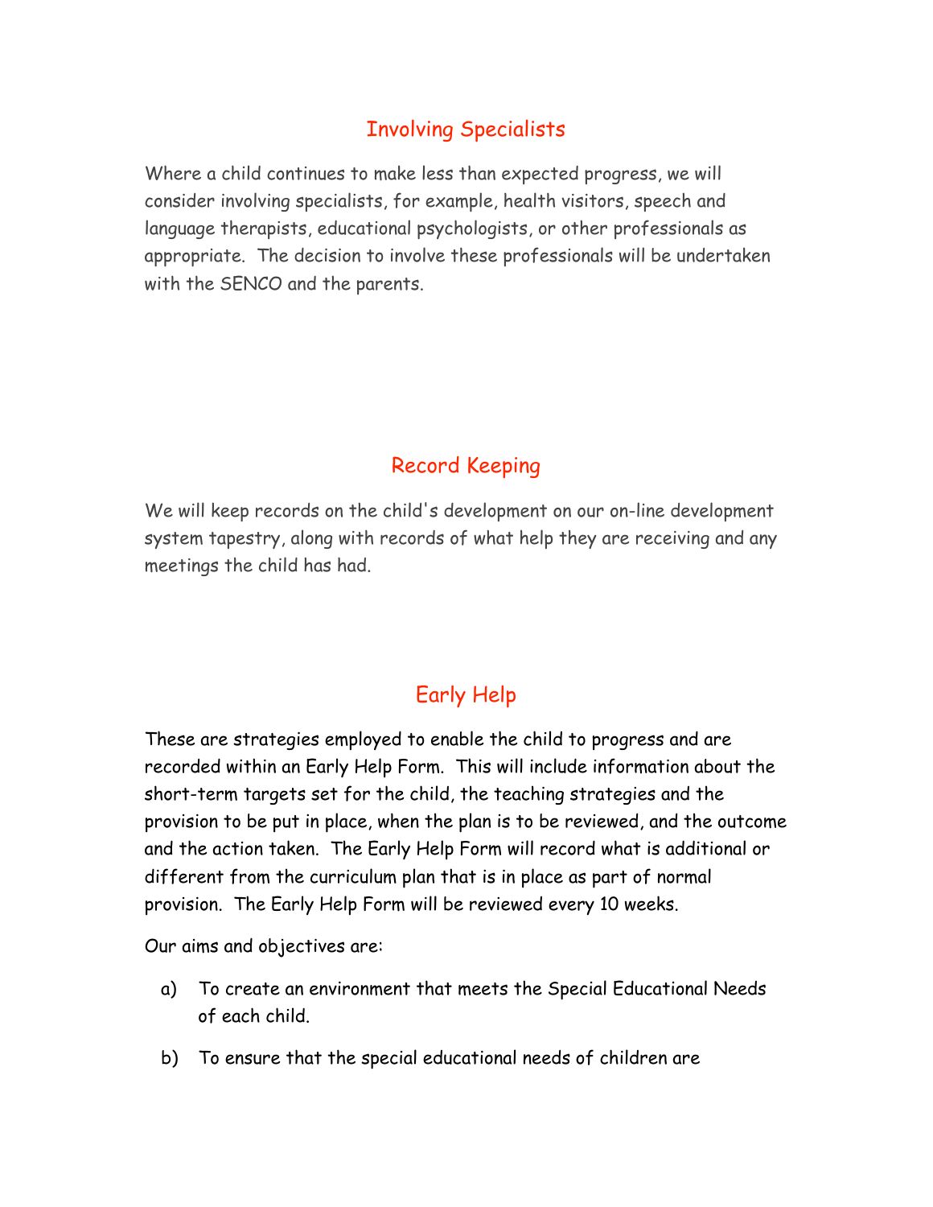## Involving Specialists

Where a child continues to make less than expected progress, we will consider involving specialists, for example, health visitors, speech and language therapists, educational psychologists, or other professionals as appropriate. The decision to involve these professionals will be undertaken with the SENCO and the parents.

## Record Keeping

We will keep records on the child's development on our on-line development system tapestry, along with records of what help they are receiving and any meetings the child has had.

## Early Help

These are strategies employed to enable the child to progress and are recorded within an Early Help Form. This will include information about the short-term targets set for the child, the teaching strategies and the provision to be put in place, when the plan is to be reviewed, and the outcome and the action taken. The Early Help Form will record what is additional or different from the curriculum plan that is in place as part of normal provision. The Early Help Form will be reviewed every 10 weeks.

Our aims and objectives are:

a) To create an environment that meets the Special Educational Needs of each child.

b) To ensure that the special educational needs of children are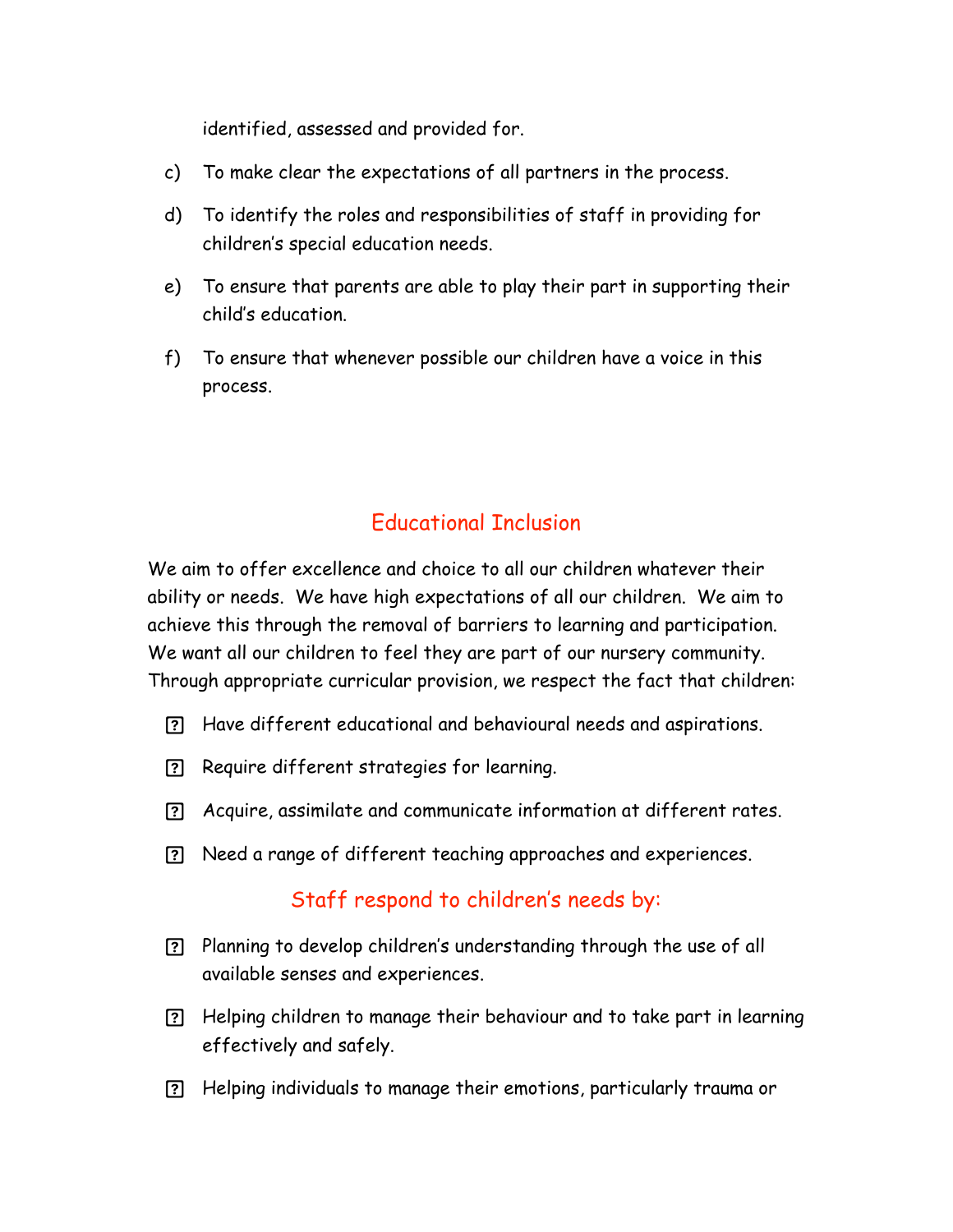identified, assessed and provided for.

c) To make clear the expectations of all partners in the process.

d) To identify the roles and responsibilities of staff in providing for children's special education needs.

e) To ensure that parents are able to play their part in supporting their child's education.

f) To ensure that whenever possible our children have a voice in this process.

## Educational Inclusion

We aim to offer excellence and choice to all our children whatever their ability or needs. We have high expectations of all our children. We aim to achieve this through the removal of barriers to learning and participation. We want all our children to feel they are part of our nursery community. Through appropriate curricular provision, we respect the fact that children:

- Have different educational and behavioural needs and aspirations.
- Require different strategies for learning.
- Acquire, assimilate and communicate information at different rates.
- Need a range of different teaching approaches and experiences.

## Staff respond to children's needs by:

- Planning to develop children's understanding through the use of all available senses and experiences.
- Helping children to manage their behaviour and to take part in learning effectively and safely.
- Helping individuals to manage their emotions, particularly trauma or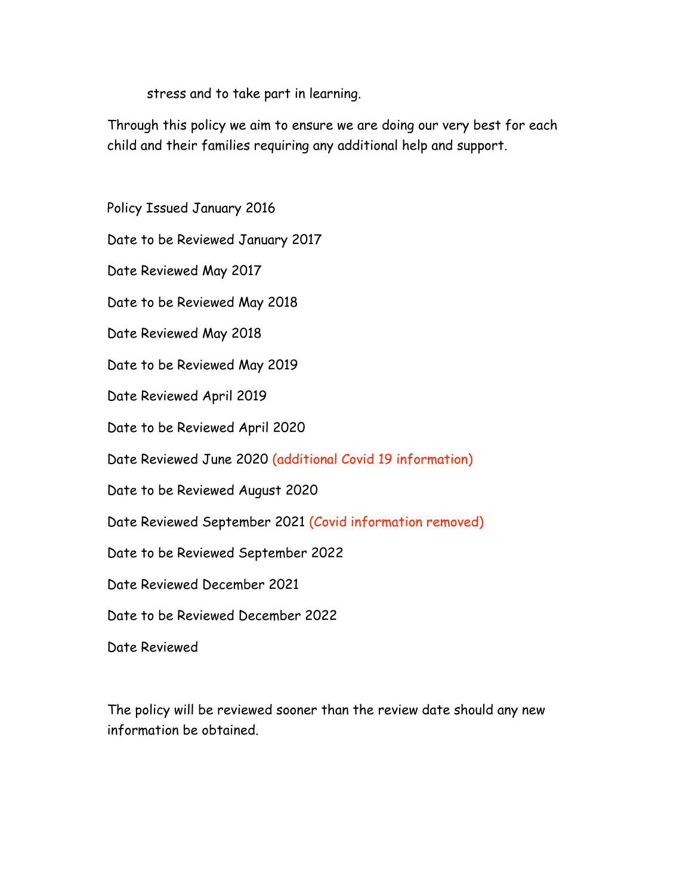stress and to take part in learning.

Through this policy we aim to ensure we are doing our very best for each child and their families requiring any additional help and support.

Policy Issued January 2016

Date to be Reviewed January 2017

Date Reviewed May 2017

Date to be Reviewed May 2018

Date Reviewed May 2018

Date to be Reviewed May 2019

Date Reviewed April 2019

Date to be Reviewed April 2020

Date Reviewed June 2020 (additional Covid 19 information)

Date to be Reviewed August 2020

Date Reviewed September 2021 (Covid information removed)

Date to be Reviewed September 2022

Date Reviewed December 2021

Date to be Reviewed December 2022

Date Reviewed

The policy will be reviewed sooner than the review date should any new information be obtained.